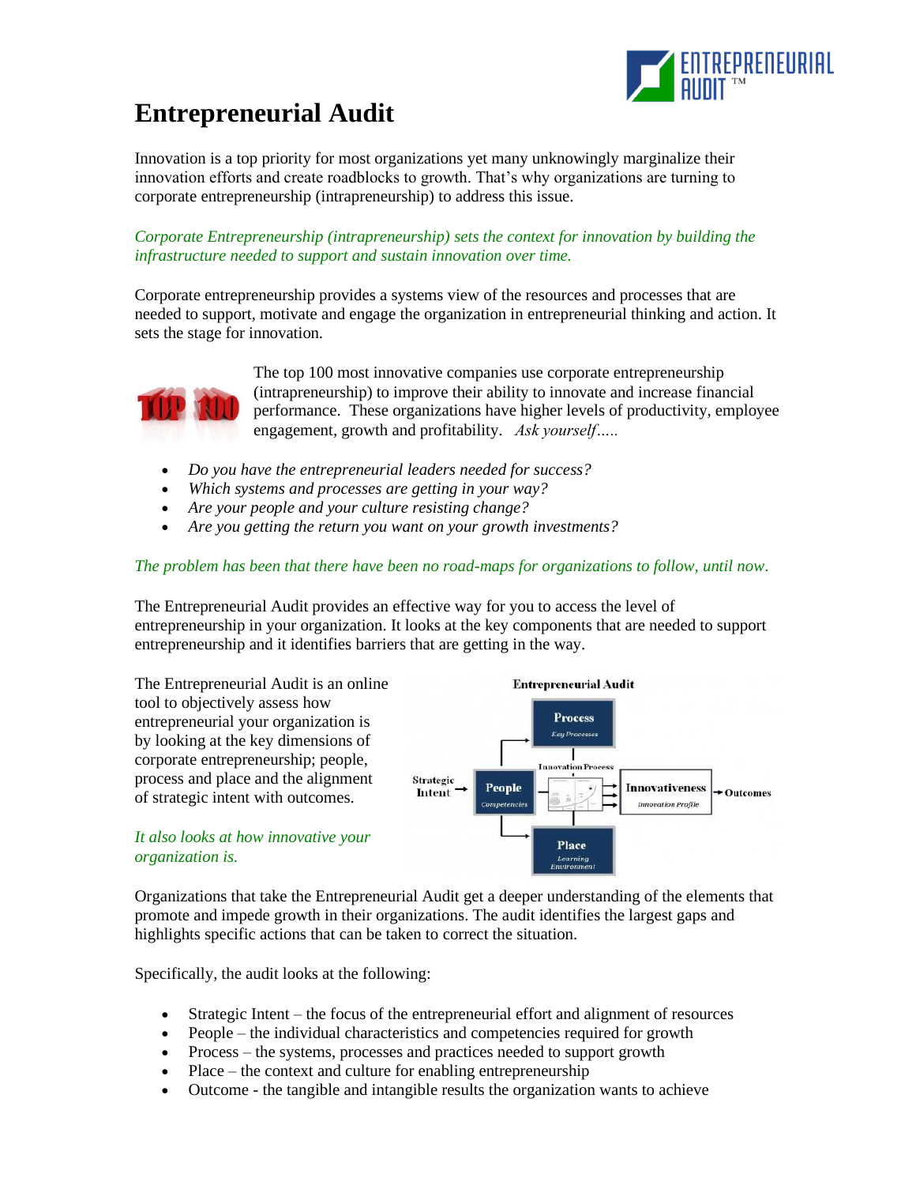# Entrepreneurial Audit

Innovation is a top priority for most organizations yet many unknowingly marginalize their innovation efforts and create roadblocks to growth. That's why organizations are turning to corporate entrepreneurship (intrapreneurship) to address this issue.

*Corporate Entrepreneurship (intrapreneurship) sets the context for innovation by building the infrastructure needed to support and sustain innovation over time.*

Corporate entrepreneurship provides a systems view of the resources and processes that are needed to support, motivate and engage the organization in entrepreneurial thinking and action. It sets the stage for innovation.

The top 100 most innovative companies use corporate entrepreneurship (intrapreneurship) to improve their ability to innovate and increase financial performance. These organizations have higher levels of productivity, employee engagement, growth and profitability. *Ask yourself…..*

- *Do you have the entrepreneurial leaders needed for success?*
- *Which systems and processes are getting in your way?*
- *Are your people and your culture resisting change?*
- *Are you getting the return you want on your growth investments?*

*The problem has been that there have been no road-maps for organizations to follow, until now.*

The Entrepreneurial Audit provides an effective way for you to access the level of entrepreneurship in your organization. It looks at the key components that are needed to support entrepreneurship and it identifies barriers that are getting in the way.

The Entrepreneurial Audit is an online tool to objectively assess how entrepreneurial your organization is by looking at the key dimensions of corporate entrepreneurship; people, process and place and the alignment of strategic intent with outcomes.

*It also looks at how innovative your organization is.*

Organizations that take the Entrepreneurial Audit get a deeper understanding of the elements that promote and impede growth in their organizations. The audit identifies the largest gaps and highlights specific actions that can be taken to correct the situation.

Specifically, the audit looks at the following:

- Strategic Intent – the focus of the entrepreneurial effort and alignment of resources
- People – the individual characteristics and competencies required for growth
- Process – the systems, processes and practices needed to support growth
- Place – the context and culture for enabling entrepreneurship
- Outcome - the tangible and intangible results the organization wants to achieve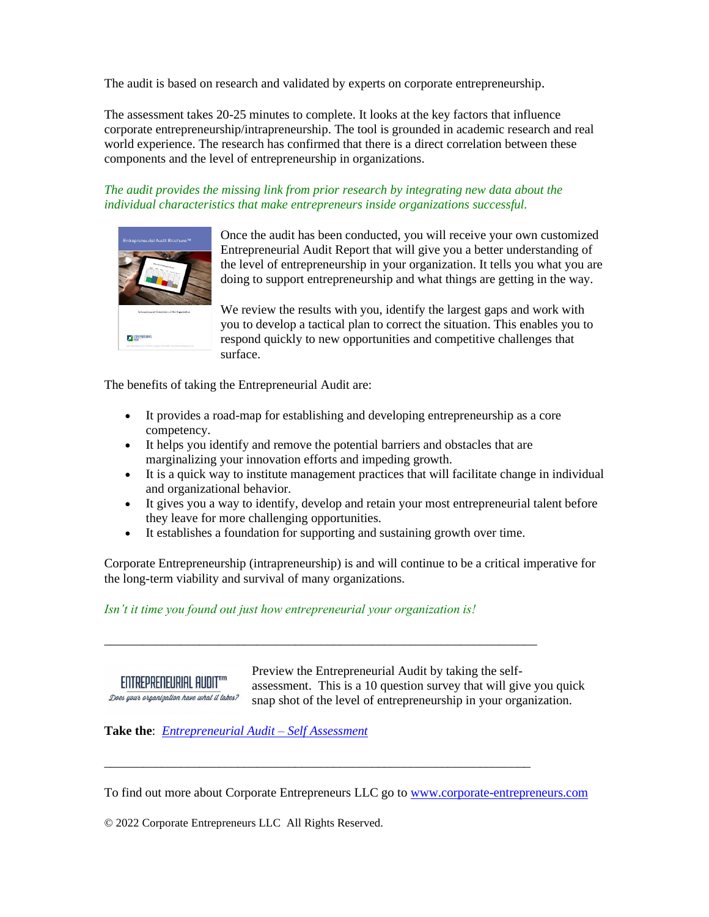The audit is based on research and validated by experts on corporate entrepreneurship.

The assessment takes 20-25 minutes to complete. It looks at the key factors that influence corporate entrepreneurship/intrapreneurship. The tool is grounded in academic research and real world experience. The research has confirmed that there is a direct correlation between these components and the level of entrepreneurship in organizations.

*The audit provides the missing link from prior research by integrating new data about the individual characteristics that make entrepreneurs inside organizations successful.*

Once the audit has been conducted, you will receive your own customized Entrepreneurial Audit Report that will give you a better understanding of the level of entrepreneurship in your organization. It tells you what you are doing to support entrepreneurship and what things are getting in the way.

We review the results with you, identify the largest gaps and work with you to develop a tactical plan to correct the situation. This enables you to respond quickly to new opportunities and competitive challenges that surface.

The benefits of taking the Entrepreneurial Audit are:

- It provides a road-map for establishing and developing entrepreneurship as a core competency.
- It helps you identify and remove the potential barriers and obstacles that are marginalizing your innovation efforts and impeding growth.
- It is a quick way to institute management practices that will facilitate change in individual and organizational behavior.
- It gives you a way to identify, develop and retain your most entrepreneurial talent before they leave for more challenging opportunities.
- It establishes a foundation for supporting and sustaining growth over time.

Corporate Entrepreneurship (intrapreneurship) is and will continue to be a critical imperative for the long-term viability and survival of many organizations.

*Isn't it time you found out just how entrepreneurial your organization is!*

---

Preview the Entrepreneurial Audit by taking the self-assessment. This is a 10 question survey that will give you quick snap shot of the level of entrepreneurship in your organization.

**Take the**: *Entrepreneurial Audit – Self Assessment*

---

To find out more about Corporate Entrepreneurs LLC go to www.corporate-entrepreneurs.com

© 2022 Corporate Entrepreneurs LLC All Rights Reserved.